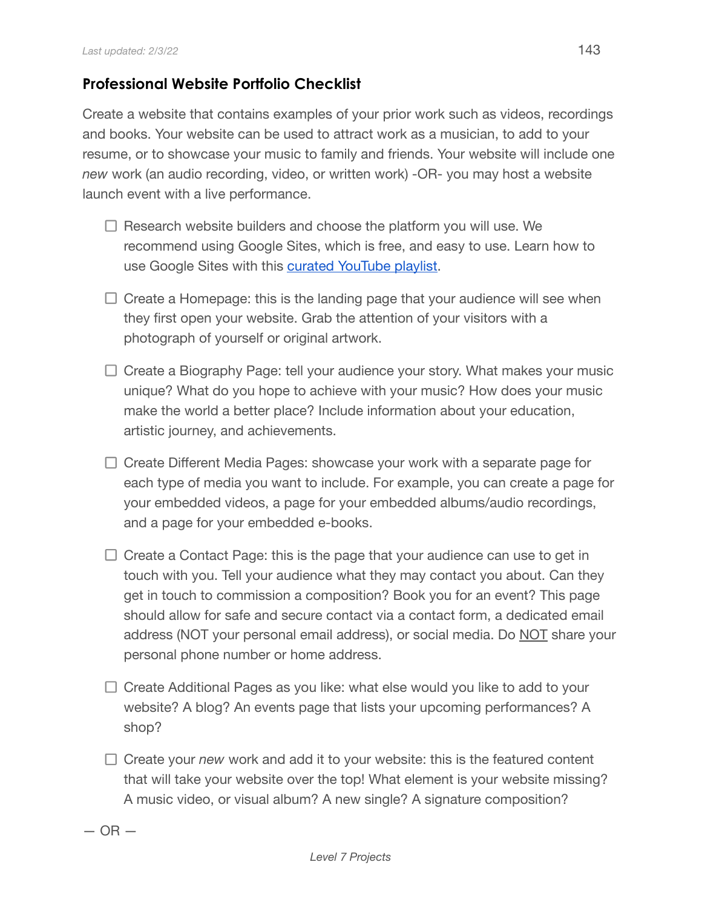### Professional Website Portfolio Checklist

Create a website that contains examples of your prior work such as videos, recordings and books. Your website can be used to attract work as a musician, to add to your resume, or to showcase your music to family and friends. Your website will include one *new* work (an audio recording, video, or written work) -OR- you may host a website launch event with a live performance.

- [ ] Research website builders and choose the platform you will use. We recommend using Google Sites, which is free, and easy to use. Learn how to use Google Sites with this curated YouTube playlist.
- [ ] Create a Homepage: this is the landing page that your audience will see when they first open your website. Grab the attention of your visitors with a photograph of yourself or original artwork.
- [ ] Create a Biography Page: tell your audience your story. What makes your music unique? What do you hope to achieve with your music? How does your music make the world a better place? Include information about your education, artistic journey, and achievements.
- [ ] Create Different Media Pages: showcase your work with a separate page for each type of media you want to include. For example, you can create a page for your embedded videos, a page for your embedded albums/audio recordings, and a page for your embedded e-books.
- [ ] Create a Contact Page: this is the page that your audience can use to get in touch with you. Tell your audience what they may contact you about. Can they get in touch to commission a composition? Book you for an event? This page should allow for safe and secure contact via a contact form, a dedicated email address (NOT your personal email address), or social media. Do <u>NOT</u> share your personal phone number or home address.
- [ ] Create Additional Pages as you like: what else would you like to add to your website? A blog? An events page that lists your upcoming performances? A shop?
- [ ] Create your *new* work and add it to your website: this is the featured content that will take your website over the top! What element is your website missing? A music video, or visual album? A new single? A signature composition?

— OR —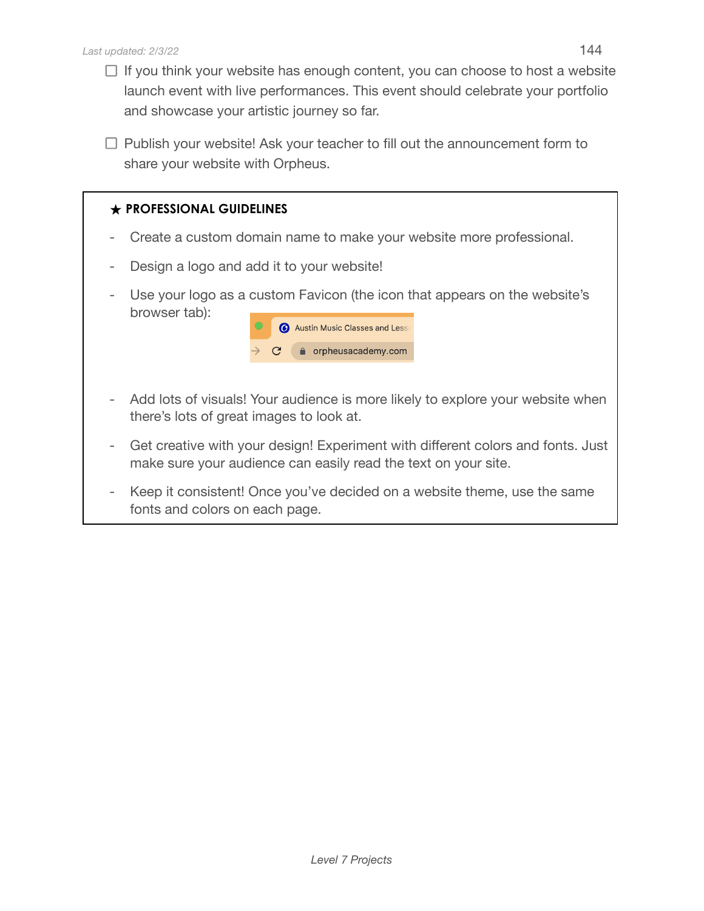- [ ] If you think your website has enough content, you can choose to host a website launch event with live performances. This event should celebrate your portfolio and showcase your artistic journey so far.

- [ ] Publish your website! Ask your teacher to fill out the announcement form to share your website with Orpheus.

★ **PROFESSIONAL GUIDELINES**

- Create a custom domain name to make your website more professional.
- Design a logo and add it to your website!
- Use your logo as a custom Favicon (the icon that appears on the website's browser tab):
- Add lots of visuals! Your audience is more likely to explore your website when there's lots of great images to look at.
- Get creative with your design! Experiment with different colors and fonts. Just make sure your audience can easily read the text on your site.
- Keep it consistent! Once you've decided on a website theme, use the same fonts and colors on each page.